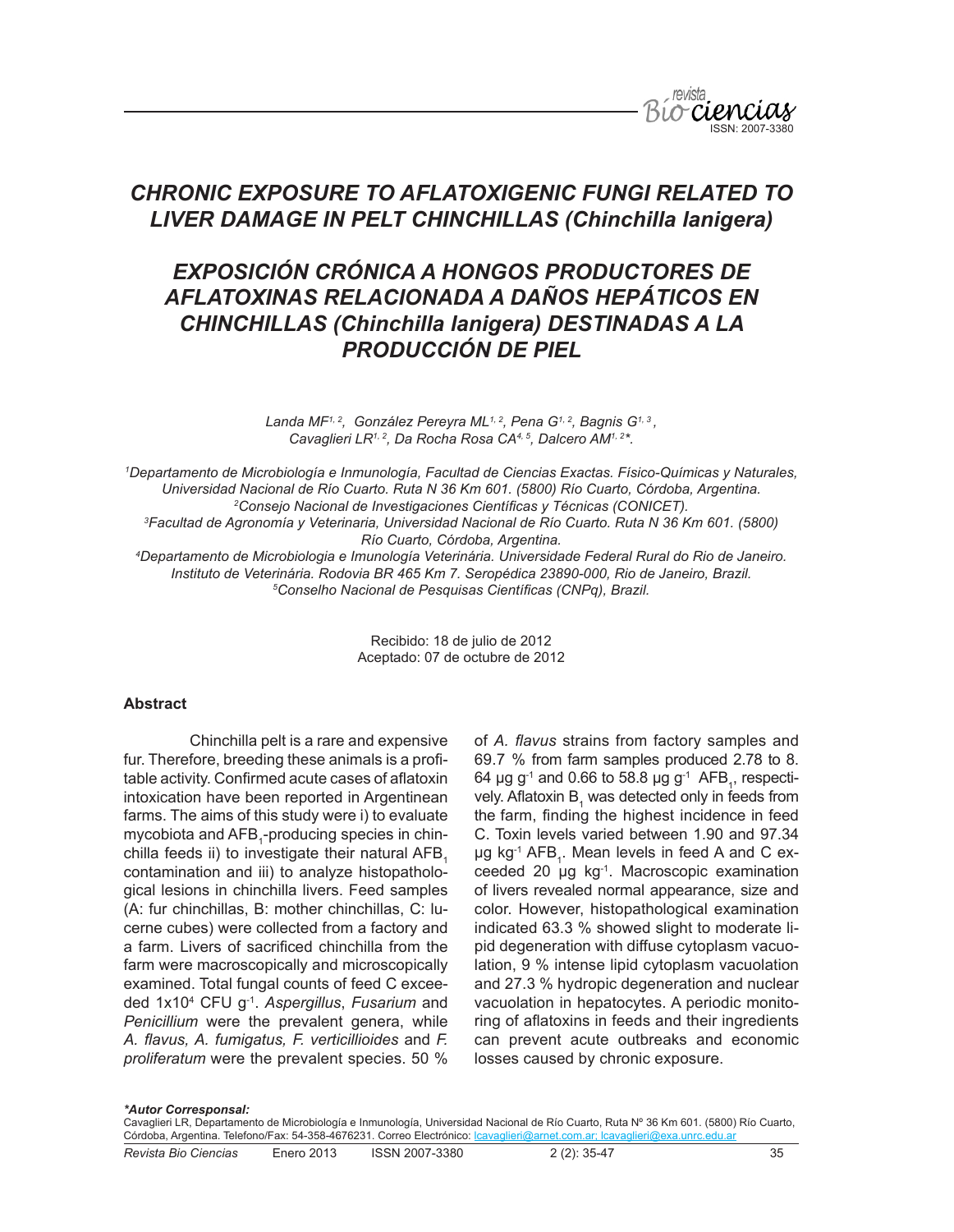# *CHRONIC EXPOSURE TO AFLATOXIGENIC FUNGI RELATED TO LIVER DAMAGE IN PELT CHINCHILLAS (Chinchilla lanigera)*

# *EXPOSICIÓN CRÓNICA A HONGOS PRODUCTORES DE AFLATOXINAS RELACIONADA A DAÑOS HEPÁTICOS EN CHINCHILLAS (Chinchilla lanigera) DESTINADAS A LA PRODUCCIÓN DE PIEL*

*Landa MF[1,2], González Pereyra ML[1,2], Pena G[1,2], Bagnis G[1,3], Cavaglieri LR[1,2], Da Rocha Rosa CA[4,5], Dalcero AM[1,2]\*.*

*[1]Departamento de Microbiología e Inmunología, Facultad de Ciencias Exactas. Físico-Químicas y Naturales, Universidad Nacional de Río Cuarto. Ruta N 36 Km 601. (5800) Río Cuarto, Córdoba, Argentina.*
*[2]Consejo Nacional de Investigaciones Científicas y Técnicas (CONICET).*
*[3]Facultad de Agronomía y Veterinaria, Universidad Nacional de Río Cuarto. Ruta N 36 Km 601. (5800) Río Cuarto, Córdoba, Argentina.*
*[4]Departamento de Microbiologia e Imunologia Veterinária. Universidade Federal Rural do Rio de Janeiro. Instituto de Veterinária. Rodovia BR 465 Km 7. Seropédica 23890-000, Rio de Janeiro, Brazil.*
*[5]Conselho Nacional de Pesquisas Científicas (CNPq), Brazil.*

Recibido: 18 de julio de 2012
Aceptado: 07 de octubre de 2012

### Abstract

Chinchilla pelt is a rare and expensive fur. Therefore, breeding these animals is a profitable activity. Confirmed acute cases of aflatoxin intoxication have been reported in Argentinean farms. The aims of this study were i) to evaluate mycobiota and $AFB_1$-producing species in chinchilla feeds ii) to investigate their natural $AFB_1$ contamination and iii) to analyze histopathological lesions in chinchilla livers. Feed samples (A: fur chinchillas, B: mother chinchillas, C: lucerne cubes) were collected from a factory and a farm. Livers of sacrificed chinchilla from the farm were macroscopically and microscopically examined. Total fungal counts of feed C exceeded $1x10^4$ CFU $g^{-1}$. *Aspergillus*, *Fusarium* and *Penicillium* were the prevalent genera, while *A. flavus, A. fumigatus, F. verticillioides* and *F. proliferatum* were the prevalent species. 50 % of *A. flavus* strains from factory samples and 69.7 % from farm samples produced 2.78 to 8.64 µg $g^{-1}$ and 0.66 to 58.8 µg $g^{-1}$ $AFB_1$, respectively. Aflatoxin $B_1$ was detected only in feeds from the farm, finding the highest incidence in feed C. Toxin levels varied between 1.90 and 97.34 µg $kg^{-1}$ $AFB_1$. Mean levels in feed A and C exceeded 20 µg $kg^{-1}$. Macroscopic examination of livers revealed normal appearance, size and color. However, histopathological examination indicated 63.3 % showed slight to moderate lipid degeneration with diffuse cytoplasm vacuolation, 9 % intense lipid cytoplasm vacuolation and 27.3 % hydropic degeneration and nuclear vacuolation in hepatocytes. A periodic monitoring of aflatoxins in feeds and their ingredients can prevent acute outbreaks and economic losses caused by chronic exposure.

***Autor Corresponsal:***
Cavaglieri LR, Departamento de Microbiología e Inmunología, Universidad Nacional de Río Cuarto, Ruta Nº 36 Km 601. (5800) Río Cuarto, Córdoba, Argentina. Telefono/Fax: 54-358-4676231. Correo Electrónico: lcavaglieri@arnet.com.ar; lcavaglieri@exa.unrc.edu.ar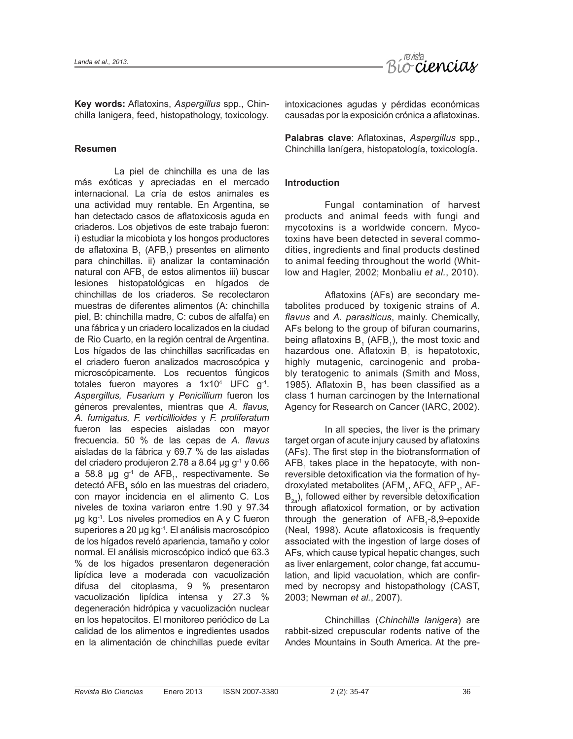**Key words:** Aflatoxins, *Aspergillus* spp., Chinchilla lanigera, feed, histopathology, toxicology.

## Resumen

La piel de chinchilla es una de las más exóticas y apreciadas en el mercado internacional. La cría de estos animales es una actividad muy rentable. En Argentina, se han detectado casos de aflatoxicosis aguda en criaderos. Los objetivos de este trabajo fueron: i) estudiar la micobiota y los hongos productores de aflatoxina $B_1$ ($AFB_1$) presentes en alimento para chinchillas. ii) analizar la contaminación natural con $AFB_1$ de estos alimentos iii) buscar lesiones histopatológicas en hígados de chinchillas de los criaderos. Se recolectaron muestras de diferentes alimentos (A: chinchilla piel, B: chinchilla madre, C: cubos de alfalfa) en una fábrica y un criadero localizados en la ciudad de Rio Cuarto, en la región central de Argentina. Los hígados de las chinchillas sacrificadas en el criadero fueron analizados macroscópica y microscópicamente. Los recuentos fúngicos totales fueron mayores a $1x10^4$ UFC $g^{-1}$. *Aspergillus, Fusarium* y *Penicillium* fueron los géneros prevalentes, mientras que *A. flavus, A. fumigatus, F. verticillioides* y *F. proliferatum* fueron las especies aisladas con mayor frecuencia. 50 % de las cepas de *A. flavus* aisladas de la fábrica y 69.7 % de las aisladas del criadero produjeron 2.78 a 8.64 µg $g^{-1}$ y 0.66 a 58.8 µg $g^{-1}$ de $AFB_1$, respectivamente. Se detectó $AFB_1$ sólo en las muestras del criadero, con mayor incidencia en el alimento C. Los niveles de toxina variaron entre 1.90 y 97.34 µg $kg^{-1}$. Los niveles promedios en A y C fueron superiores a 20 µg $kg^{-1}$. El análisis macroscópico de los hígados reveló apariencia, tamaño y color normal. El análisis microscópico indicó que 63.3 % de los hígados presentaron degeneración lipídica leve a moderada con vacuolización difusa del citoplasma, 9 % presentaron vacuolización lipídica intensa y 27.3 % degeneración hidrópica y vacuolización nuclear en los hepatocitos. El monitoreo periódico de La calidad de los alimentos e ingredientes usados en la alimentación de chinchillas puede evitar intoxicaciones agudas y pérdidas económicas causadas por la exposición crónica a aflatoxinas.

**Palabras clave**: Aflatoxinas, *Aspergillus* spp., Chinchilla lanígera, histopatología, toxicología.

## Introduction

Fungal contamination of harvest products and animal feeds with fungi and mycotoxins is a worldwide concern. Mycotoxins have been detected in several commodities, ingredients and final products destined to animal feeding throughout the world (Whitlow and Hagler, 2002; Monbaliu *et al.*, 2010).

Aflatoxins (AFs) are secondary metabolites produced by toxigenic strains of *A. flavus* and *A. parasiticus*, mainly. Chemically, AFs belong to the group of bifuran coumarins, being aflatoxins $B_1$ ($AFB_1$), the most toxic and hazardous one. Aflatoxin $B_1$ is hepatotoxic, highly mutagenic, carcinogenic and probably teratogenic to animals (Smith and Moss, 1985). Aflatoxin $B_1$ has been classified as a class 1 human carcinogen by the International Agency for Research on Cancer (IARC, 2002).

In all species, the liver is the primary target organ of acute injury caused by aflatoxins (AFs). The first step in the biotransformation of $AFB_1$ takes place in the hepatocyte, with non-reversible detoxification via the formation of hydroxylated metabolites ($AFM_1$, $AFQ_1$ $AFP_1$, $AFB_{2a}$), followed either by reversible detoxification through aflatoxicol formation, or by activation through the generation of $AFB_1$-8,9-epoxide (Neal, 1998). Acute aflatoxicosis is frequently associated with the ingestion of large doses of AFs, which cause typical hepatic changes, such as liver enlargement, color change, fat accumulation, and lipid vacuolation, which are confirmed by necropsy and histopathology (CAST, 2003; Newman *et al.*, 2007).

Chinchillas (*Chinchilla lanigera*) are rabbit-sized crepuscular rodents native of the Andes Mountains in South America. At the pre-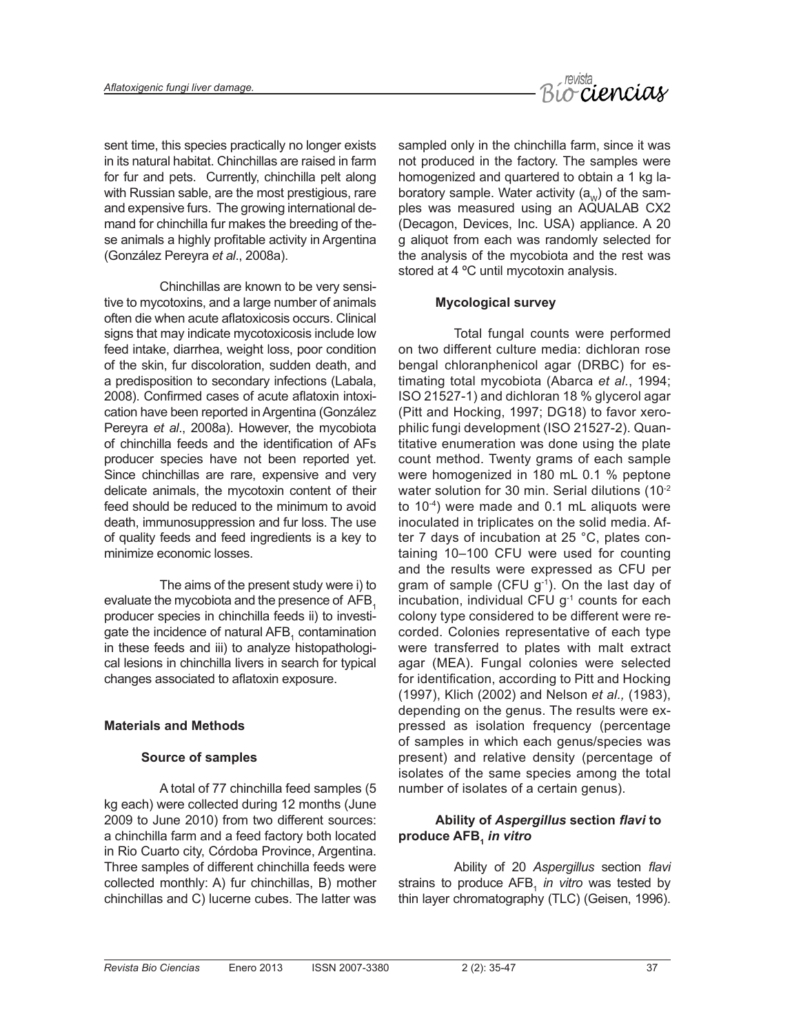sent time, this species practically no longer exists in its natural habitat. Chinchillas are raised in farm for fur and pets. Currently, chinchilla pelt along with Russian sable, are the most prestigious, rare and expensive furs. The growing international demand for chinchilla fur makes the breeding of these animals a highly profitable activity in Argentina (González Pereyra *et al*., 2008a).

Chinchillas are known to be very sensitive to mycotoxins, and a large number of animals often die when acute aflatoxicosis occurs. Clinical signs that may indicate mycotoxicosis include low feed intake, diarrhea, weight loss, poor condition of the skin, fur discoloration, sudden death, and a predisposition to secondary infections (Labala, 2008). Confirmed cases of acute aflatoxin intoxication have been reported in Argentina (González Pereyra *et al*., 2008a). However, the mycobiota of chinchilla feeds and the identification of AFs producer species have not been reported yet. Since chinchillas are rare, expensive and very delicate animals, the mycotoxin content of their feed should be reduced to the minimum to avoid death, immunosuppression and fur loss. The use of quality feeds and feed ingredients is a key to minimize economic losses.

The aims of the present study were i) to evaluate the mycobiota and the presence of $AFB_1$ producer species in chinchilla feeds ii) to investigate the incidence of natural $AFB_1$ contamination in these feeds and iii) to analyze histopathological lesions in chinchilla livers in search for typical changes associated to aflatoxin exposure.

## Materials and Methods

### Source of samples

A total of 77 chinchilla feed samples (5 kg each) were collected during 12 months (June 2009 to June 2010) from two different sources: a chinchilla farm and a feed factory both located in Rio Cuarto city, Córdoba Province, Argentina. Three samples of different chinchilla feeds were collected monthly: A) fur chinchillas, B) mother chinchillas and C) lucerne cubes. The latter was sampled only in the chinchilla farm, since it was not produced in the factory. The samples were homogenized and quartered to obtain a 1 kg laboratory sample. Water activity ($a_w$) of the samples was measured using an AQUALAB CX2 (Decagon, Devices, Inc. USA) appliance. A 20 g aliquot from each was randomly selected for the analysis of the mycobiota and the rest was stored at 4 ºC until mycotoxin analysis.

### Mycological survey

Total fungal counts were performed on two different culture media: dichloran rose bengal chloranphenicol agar (DRBC) for estimating total mycobiota (Abarca *et al*., 1994; ISO 21527-1) and dichloran 18 % glycerol agar (Pitt and Hocking, 1997; DG18) to favor xerophilic fungi development (ISO 21527-2). Quantitative enumeration was done using the plate count method. Twenty grams of each sample were homogenized in 180 mL 0.1 % peptone water solution for 30 min. Serial dilutions ($10^{-2}$ to $10^{-4}$) were made and 0.1 mL aliquots were inoculated in triplicates on the solid media. After 7 days of incubation at 25 °C, plates containing 10–100 CFU were used for counting and the results were expressed as CFU per gram of sample (CFU $g^{-1}$). On the last day of incubation, individual CFU $g^{-1}$ counts for each colony type considered to be different were recorded. Colonies representative of each type were transferred to plates with malt extract agar (MEA). Fungal colonies were selected for identification, according to Pitt and Hocking (1997), Klich (2002) and Nelson *et al.,* (1983), depending on the genus. The results were expressed as isolation frequency (percentage of samples in which each genus/species was present) and relative density (percentage of isolates of the same species among the total number of isolates of a certain genus).

### Ability of *Aspergillus* section *flavi* to produce $AFB_1$ *in vitro*

Ability of 20 *Aspergillus* section *flavi* strains to produce $AFB_1$ *in vitro* was tested by thin layer chromatography (TLC) (Geisen, 1996).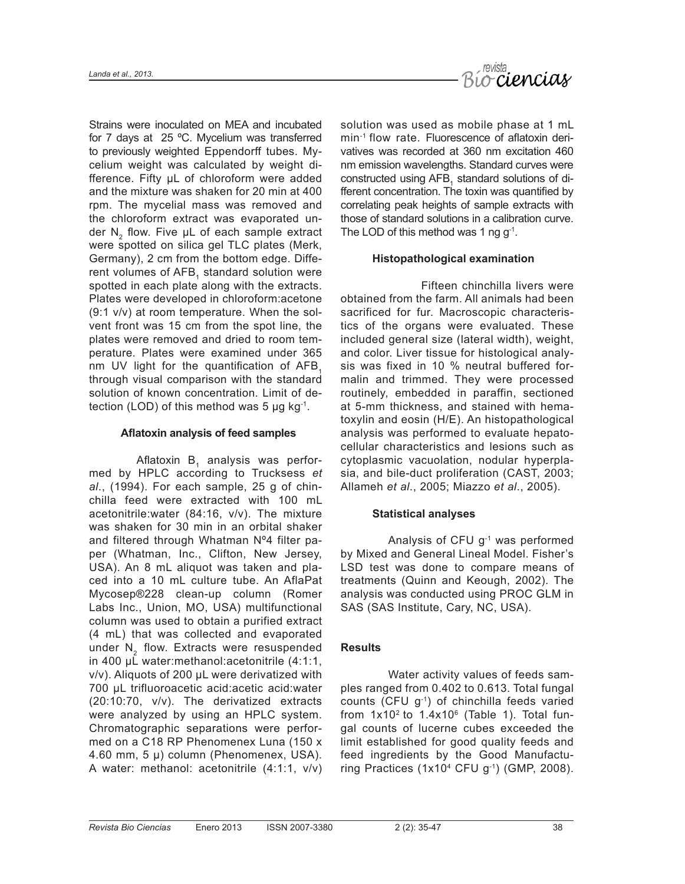Strains were inoculated on MEA and incubated for 7 days at 25 ºC. Mycelium was transferred to previously weighted Eppendorff tubes. Mycelium weight was calculated by weight difference. Fifty µL of chloroform were added and the mixture was shaken for 20 min at 400 rpm. The mycelial mass was removed and the chloroform extract was evaporated under $N_2$ flow. Five µL of each sample extract were spotted on silica gel TLC plates (Merk, Germany), 2 cm from the bottom edge. Different volumes of $AFB_1$ standard solution were spotted in each plate along with the extracts. Plates were developed in chloroform:acetone (9:1 v/v) at room temperature. When the solvent front was 15 cm from the spot line, the plates were removed and dried to room temperature. Plates were examined under 365 nm UV light for the quantification of $AFB_1$ through visual comparison with the standard solution of known concentration. Limit of detection (LOD) of this method was 5 µg kg$^{-1}$.

### Aflatoxin analysis of feed samples

Aflatoxin $B_1$ analysis was performed by HPLC according to Trucksess *et al*., (1994). For each sample, 25 g of chinchilla feed were extracted with 100 mL acetonitrile:water (84:16, v/v). The mixture was shaken for 30 min in an orbital shaker and filtered through Whatman Nº4 filter paper (Whatman, Inc., Clifton, New Jersey, USA). An 8 mL aliquot was taken and placed into a 10 mL culture tube. An AflaPat Mycosep®228 clean-up column (Romer Labs Inc., Union, MO, USA) multifunctional column was used to obtain a purified extract (4 mL) that was collected and evaporated under $N_2$ flow. Extracts were resuspended in 400 µL water:methanol:acetonitrile (4:1:1, v/v). Aliquots of 200 µL were derivatized with 700 µL trifluoroacetic acid:acetic acid:water (20:10:70, v/v). The derivatized extracts were analyzed by using an HPLC system. Chromatographic separations were performed on a C18 RP Phenomenex Luna (150 x 4.60 mm, 5 µ) column (Phenomenex, USA). A water: methanol: acetonitrile (4:1:1, v/v) solution was used as mobile phase at 1 mL min$^{-1}$ flow rate. Fluorescence of aflatoxin derivatives was recorded at 360 nm excitation 460 nm emission wavelengths. Standard curves were constructed using $AFB_1$ standard solutions of different concentration. The toxin was quantified by correlating peak heights of sample extracts with those of standard solutions in a calibration curve. The LOD of this method was 1 ng g$^{-1}$.

### Histopathological examination

Fifteen chinchilla livers were obtained from the farm. All animals had been sacrificed for fur. Macroscopic characteristics of the organs were evaluated. These included general size (lateral width), weight, and color. Liver tissue for histological analysis was fixed in 10 % neutral buffered formalin and trimmed. They were processed routinely, embedded in paraffin, sectioned at 5-mm thickness, and stained with hematoxylin and eosin (H/E). An histopathological analysis was performed to evaluate hepatocellular characteristics and lesions such as cytoplasmic vacuolation, nodular hyperplasia, and bile-duct proliferation (CAST, 2003; Allameh *et al*., 2005; Miazzo *et al*., 2005).

### Statistical analyses

Analysis of CFU g$^{-1}$ was performed by Mixed and General Lineal Model. Fisher's LSD test was done to compare means of treatments (Quinn and Keough, 2002). The analysis was conducted using PROC GLM in SAS (SAS Institute, Cary, NC, USA).

## Results

Water activity values of feeds samples ranged from 0.402 to 0.613. Total fungal counts (CFU g$^{-1}$) of chinchilla feeds varied from $1x10^2$ to $1.4x10^6$ (Table 1). Total fungal counts of lucerne cubes exceeded the limit established for good quality feeds and feed ingredients by the Good Manufacturing Practices ($1x10^4$ CFU g$^{-1}$) (GMP, 2008).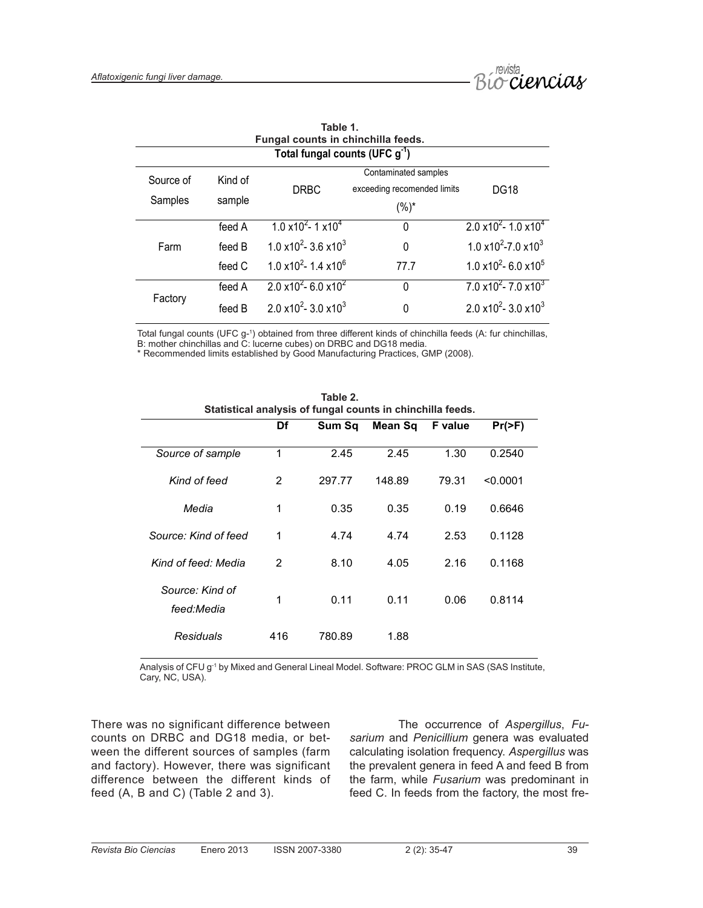**Table 1.**
**Fungal counts in chinchilla feeds.**

| Total fungal counts (UFC $g^{-1}$) | | | | |
|---|---|---|---|---|
| Source of Samples | Kind of sample | DRBC | Contaminated samples exceeding recomended limits (%)* | DG18 |
| Farm | feed A | $1.0 \times 10^2$- $1 \times 10^4$ | 0 | $2.0 \times 10^2$- $1.0 \times 10^4$ |
| | feed B | $1.0 \times 10^2$- $3.6 \times 10^3$ | 0 | $1.0 \times 10^2$-$7.0 \times 10^3$ |
| | feed C | $1.0 \times 10^2$- $1.4 \times 10^6$ | 77.7 | $1.0 \times 10^2$- $6.0 \times 10^5$ |
| Factory | feed A | $2.0 \times 10^2$- $6.0 \times 10^2$ | 0 | $7.0 \times 10^2$- $7.0 \times 10^3$ |
| | feed B | $2.0 \times 10^2$- $3.0 \times 10^3$ | 0 | $2.0 \times 10^2$- $3.0 \times 10^3$ |

Total fungal counts (UFC $g^{-1}$) obtained from three different kinds of chinchilla feeds (A: fur chinchillas, B: mother chinchillas and C: lucerne cubes) on DRBC and DG18 media.
\* Recommended limits established by Good Manufacturing Practices, GMP (2008).

**Table 2.**
**Statistical analysis of fungal counts in chinchilla feeds.**

| | Df | Sum Sq | Mean Sq | F value | Pr(>F) |
|---|---|---|---|---|---|
| *Source of sample* | 1 | 2.45 | 2.45 | 1.30 | 0.2540 |
| *Kind of feed* | 2 | 297.77 | 148.89 | 79.31 | <0.0001 |
| *Media* | 1 | 0.35 | 0.35 | 0.19 | 0.6646 |
| *Source: Kind of feed* | 1 | 4.74 | 4.74 | 2.53 | 0.1128 |
| *Kind of feed: Media* | 2 | 8.10 | 4.05 | 2.16 | 0.1168 |
| *Source: Kind of feed:Media* | 1 | 0.11 | 0.11 | 0.06 | 0.8114 |
| *Residuals* | 416 | 780.89 | 1.88 | | |

Analysis of CFU $g^{-1}$ by Mixed and General Lineal Model. Software: PROC GLM in SAS (SAS Institute, Cary, NC, USA).

There was no significant difference between counts on DRBC and DG18 media, or between the different sources of samples (farm and factory). However, there was significant difference between the different kinds of feed (A, B and C) (Table 2 and 3).

The occurrence of *Aspergillus*, *Fusarium* and *Penicillium* genera was evaluated calculating isolation frequency. *Aspergillus* was the prevalent genera in feed A and feed B from the farm, while *Fusarium* was predominant in feed C. In feeds from the factory, the most fre-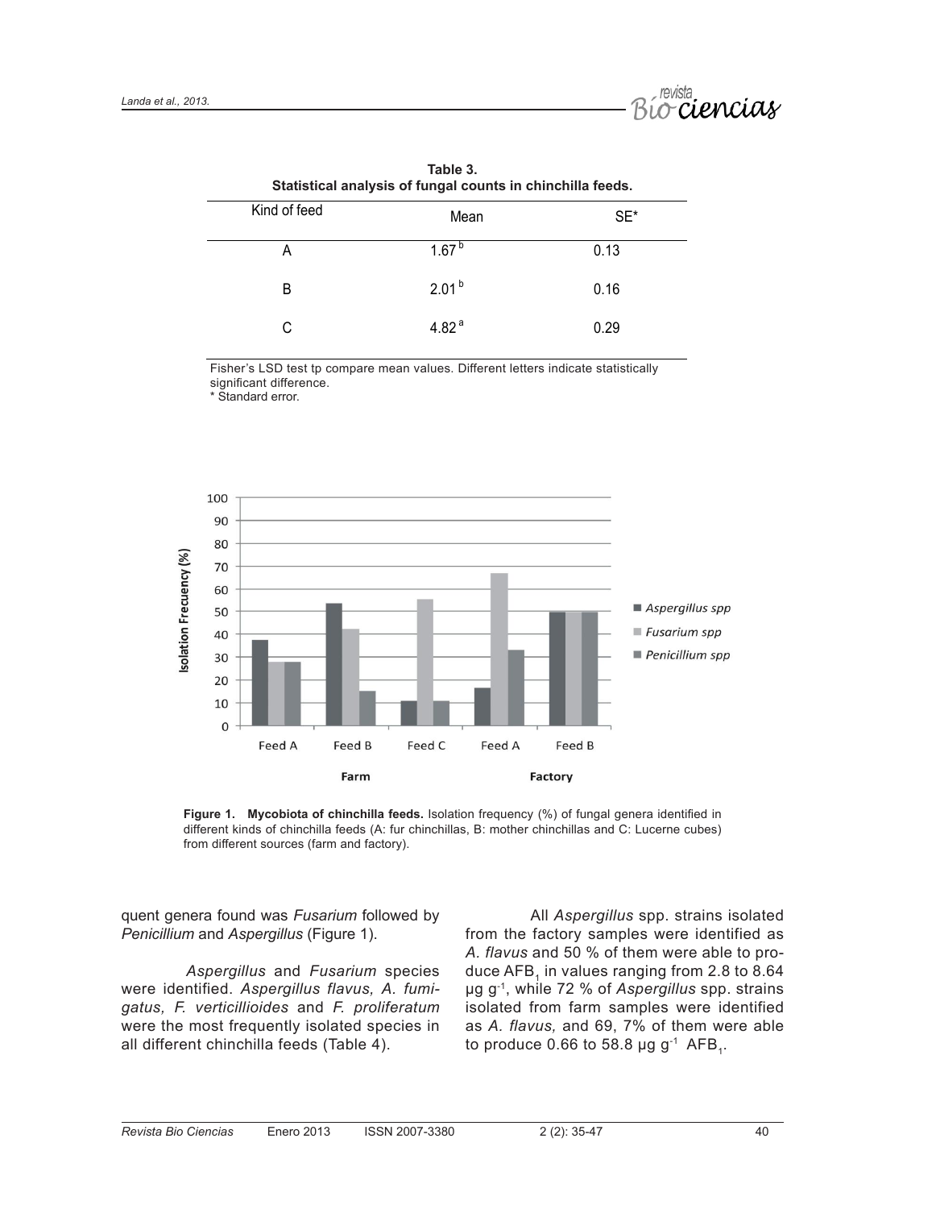**Table 3.**
**Statistical analysis of fungal counts in chinchilla feeds.**

| Kind of feed | Mean | SE* |
|---|---|---|
| A | 1.67 [b] | 0.13 |
| B | 2.01 [b] | 0.16 |
| C | 4.82 [a] | 0.29 |

Fisher's LSD test tp compare mean values. Different letters indicate statistically significant difference.
\* Standard error.

**Figure 1. Mycobiota of chinchilla feeds.** Isolation frequency (%) of fungal genera identified in different kinds of chinchilla feeds (A: fur chinchillas, B: mother chinchillas and C: Lucerne cubes) from different sources (farm and factory).

quent genera found was *Fusarium* followed by *Penicillium* and *Aspergillus* (Figure 1).

*Aspergillus* and *Fusarium* species were identified. *Aspergillus flavus, A. fumigatus, F. verticillioides* and *F. proliferatum* were the most frequently isolated species in all different chinchilla feeds (Table 4).

All *Aspergillus* spp. strains isolated from the factory samples were identified as *A. flavus* and 50 % of them were able to produce $AFB_1$ in values ranging from 2.8 to 8.64 µg $g^{-1}$, while 72 % of *Aspergillus* spp. strains isolated from farm samples were identified as *A. flavus,* and 69, 7% of them were able to produce 0.66 to 58.8 µg $g^{-1}$ $AFB_1$.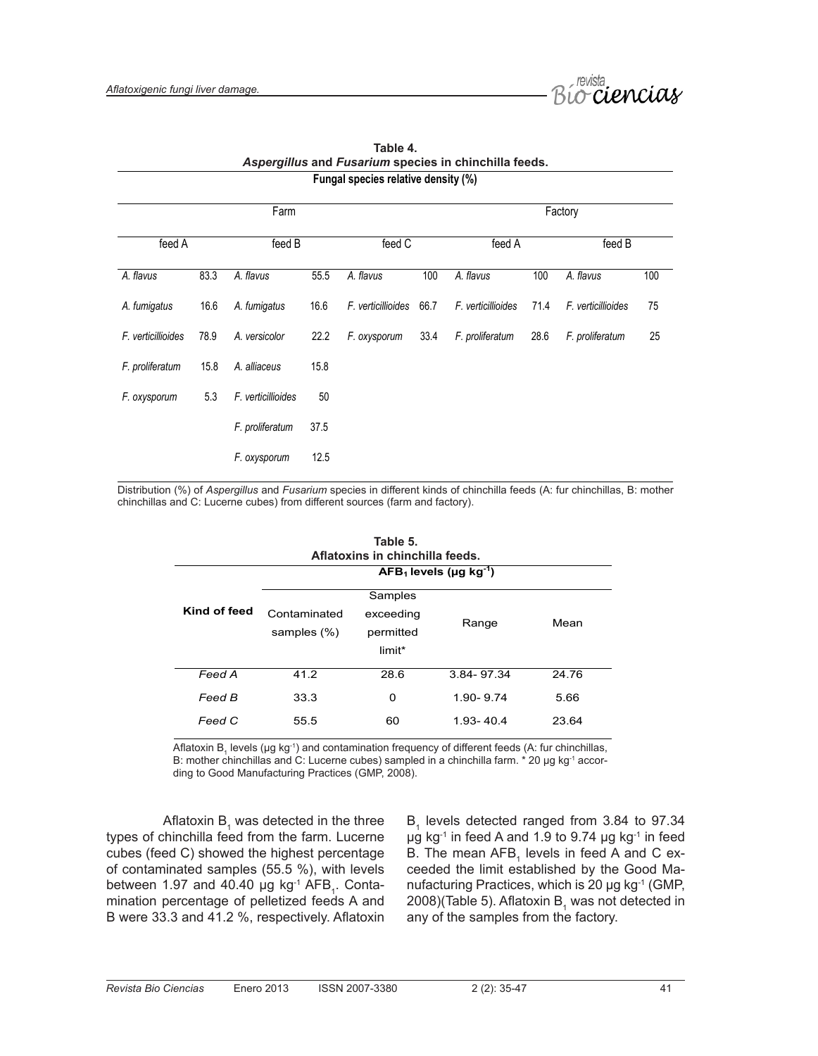**Table 4.**
***Aspergillus* and *Fusarium* species in chinchilla feeds.**

| Fungal species relative density (%) | | | | | | | | | |
|---|---|---|---|---|---|---|---|---|---|
| Farm | | | | | | Factory | | | |
| feed A | | feed B | | feed C | | feed A | | feed B | |
| *A. flavus* | 83.3 | *A. flavus* | 55.5 | *A. flavus* | 100 | *A. flavus* | 100 | *A. flavus* | 100 |
| *A. fumigatus* | 16.6 | *A. fumigatus* | 16.6 | *F. verticillioides* | 66.7 | *F. verticillioides* | 71.4 | *F. verticillioides* | 75 |
| *F. verticillioides* | 78.9 | *A. versicolor* | 22.2 | *F. oxysporum* | 33.4 | *F. proliferatum* | 28.6 | *F. proliferatum* | 25 |
| *F. proliferatum* | 15.8 | *A. alliaceus* | 15.8 | | | | | | |
| *F. oxysporum* | 5.3 | *F. verticillioides* | 50 | | | | | | |
| | | *F. proliferatum* | 37.5 | | | | | | |
| | | *F. oxysporum* | 12.5 | | | | | | |

Distribution (%) of *Aspergillus* and *Fusarium* species in different kinds of chinchilla feeds (A: fur chinchillas, B: mother chinchillas and C: Lucerne cubes) from different sources (farm and factory).

**Table 5.**
**Aflatoxins in chinchilla feeds.**

| Kind of feed | $AFB_1$ levels ($\mu g\ kg^{-1}$) | | | |
|---|---|---|---|---|
| | Contaminated samples (%) | Samples exceeding permitted limit* | Range | Mean |
| *Feed A* | 41.2 | 28.6 | 3.84- 97.34 | 24.76 |
| *Feed B* | 33.3 | 0 | 1.90- 9.74 | 5.66 |
| *Feed C* | 55.5 | 60 | 1.93- 40.4 | 23.64 |

Aflatoxin $B_1$ levels ($\mu g\ kg^{-1}$) and contamination frequency of different feeds (A: fur chinchillas, B: mother chinchillas and C: Lucerne cubes) sampled in a chinchilla farm. * 20 $\mu g\ kg^{-1}$ according to Good Manufacturing Practices (GMP, 2008).

Aflatoxin $B_1$ was detected in the three types of chinchilla feed from the farm. Lucerne cubes (feed C) showed the highest percentage of contaminated samples (55.5 %), with levels between 1.97 and 40.40 $\mu g\ kg^{-1}$ $AFB_1$. Contamination percentage of pelletized feeds A and B were 33.3 and 41.2 %, respectively. Aflatoxin $B_1$ levels detected ranged from 3.84 to 97.34 $\mu g\ kg^{-1}$ in feed A and 1.9 to 9.74 $\mu g\ kg^{-1}$ in feed B. The mean $AFB_1$ levels in feed A and C exceeded the limit established by the Good Manufacturing Practices, which is 20 $\mu g\ kg^{-1}$ (GMP, 2008)(Table 5). Aflatoxin $B_1$ was not detected in any of the samples from the factory.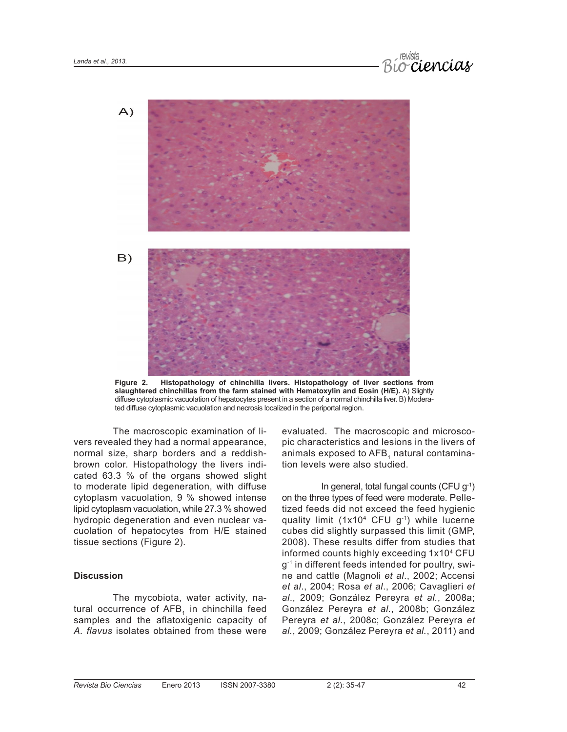A)

B)

**Figure 2. Histopathology of chinchilla livers. Histopathology of liver sections from slaughtered chinchillas from the farm stained with Hematoxylin and Eosin (H/E).** A) Slightly diffuse cytoplasmic vacuolation of hepatocytes present in a section of a normal chinchilla liver. B) Moderated diffuse cytoplasmic vacuolation and necrosis localized in the periportal region.

The macroscopic examination of livers revealed they had a normal appearance, normal size, sharp borders and a reddish-brown color. Histopathology the livers indicated 63.3 % of the organs showed slight to moderate lipid degeneration, with diffuse cytoplasm vacuolation, 9 % showed intense lipid cytoplasm vacuolation, while 27.3 % showed hydropic degeneration and even nuclear vacuolation of hepatocytes from H/E stained tissue sections (Figure 2).

## Discussion

The mycobiota, water activity, natural occurrence of $AFB_1$ in chinchilla feed samples and the aflatoxigenic capacity of *A. flavus* isolates obtained from these were evaluated. The macroscopic and microscopic characteristics and lesions in the livers of animals exposed to $AFB_1$ natural contamination levels were also studied.

In general, total fungal counts (CFU $g^{-1}$) on the three types of feed were moderate. Pelletized feeds did not exceed the feed hygienic quality limit ($1x10^4$ CFU $g^{-1}$) while lucerne cubes did slightly surpassed this limit (GMP, 2008). These results differ from studies that informed counts highly exceeding $1x10^4$ CFU $g^{-1}$ in different feeds intended for poultry, swine and cattle (Magnoli *et al*., 2002; Accensi *et al*., 2004; Rosa *et al*., 2006; Cavaglieri *et al*., 2009; González Pereyra *et al*., 2008a; González Pereyra *et al*., 2008b; González Pereyra *et al*., 2008c; González Pereyra *et al*., 2009; González Pereyra *et al*., 2011) and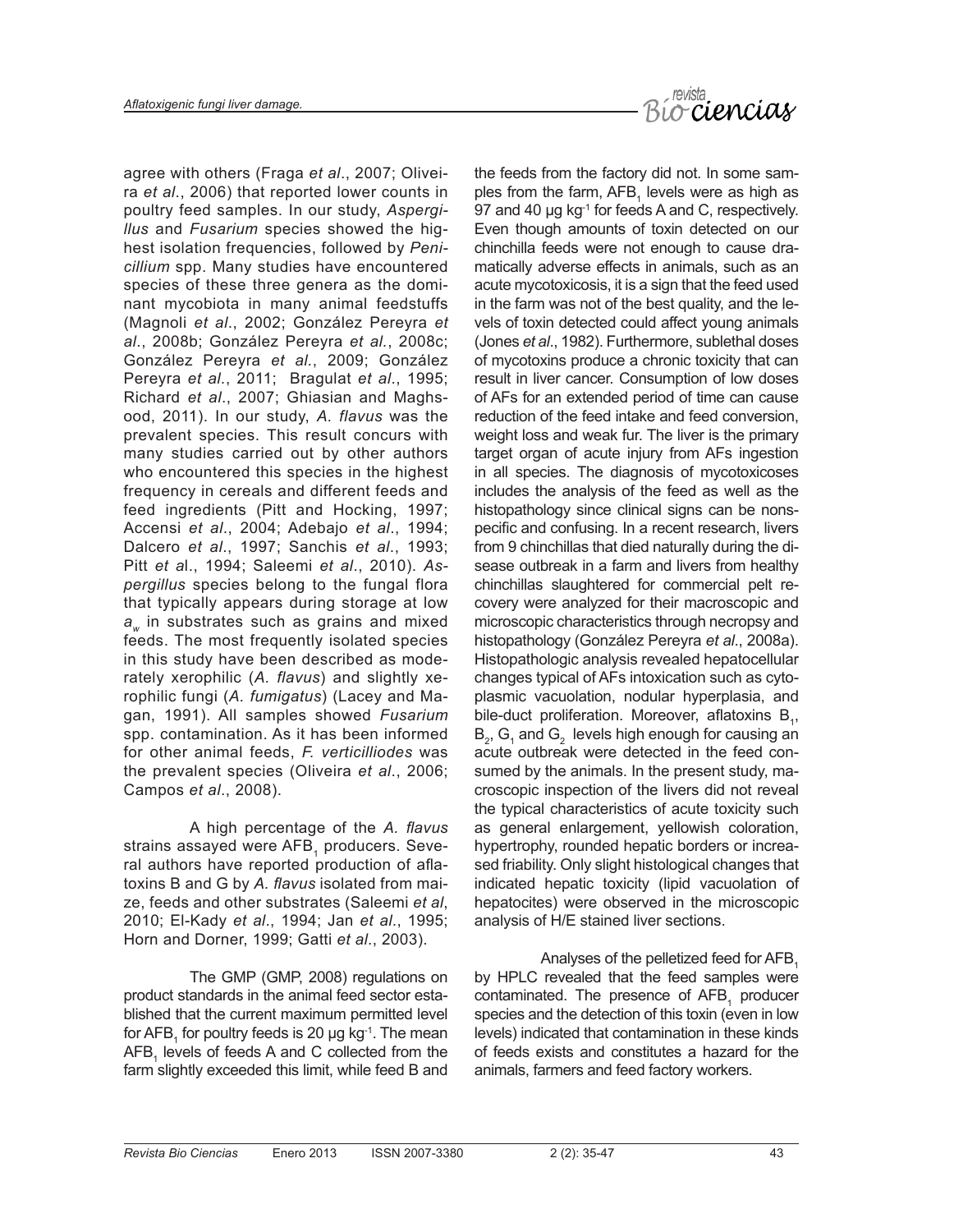agree with others (Fraga *et al*., 2007; Oliveira *et al*., 2006) that reported lower counts in poultry feed samples. In our study, *Aspergillus* and *Fusarium* species showed the highest isolation frequencies, followed by *Penicillium* spp. Many studies have encountered species of these three genera as the dominant mycobiota in many animal feedstuffs (Magnoli *et al*., 2002; González Pereyra *et al*., 2008b; González Pereyra *et al*., 2008c; González Pereyra *et al*., 2009; González Pereyra *et al*., 2011; Bragulat *et al*., 1995; Richard *et al*., 2007; Ghiasian and Maghsood, 2011). In our study, *A. flavus* was the prevalent species. This result concurs with many studies carried out by other authors who encountered this species in the highest frequency in cereals and different feeds and feed ingredients (Pitt and Hocking, 1997; Accensi *et al*., 2004; Adebajo *et al*., 1994; Dalcero *et al*., 1997; Sanchis *et al*., 1993; Pitt *et a*l., 1994; Saleemi *et al*., 2010). *Aspergillus* species belong to the fungal flora that typically appears during storage at low $a_w$ in substrates such as grains and mixed feeds. The most frequently isolated species in this study have been described as moderately xerophilic (*A. flavus*) and slightly xerophilic fungi (*A. fumigatus*) (Lacey and Magan, 1991). All samples showed *Fusarium* spp. contamination. As it has been informed for other animal feeds, *F. verticilliodes* was the prevalent species (Oliveira *et al*., 2006; Campos *et al*., 2008).

A high percentage of the *A. flavus* strains assayed were $AFB_1$ producers. Several authors have reported production of aflatoxins B and G by *A. flavus* isolated from maize, feeds and other substrates (Saleemi *et al*, 2010; El-Kady *et al*., 1994; Jan *et al*., 1995; Horn and Dorner, 1999; Gatti *et al*., 2003).

The GMP (GMP, 2008) regulations on product standards in the animal feed sector established that the current maximum permitted level for $AFB_1$ for poultry feeds is 20 µg kg$^{-1}$. The mean $AFB_1$ levels of feeds A and C collected from the farm slightly exceeded this limit, while feed B and the feeds from the factory did not. In some samples from the farm, $AFB_1$ levels were as high as 97 and 40 µg kg$^{-1}$ for feeds A and C, respectively. Even though amounts of toxin detected on our chinchilla feeds were not enough to cause dramatically adverse effects in animals, such as an acute mycotoxicosis, it is a sign that the feed used in the farm was not of the best quality, and the levels of toxin detected could affect young animals (Jones *et al*., 1982). Furthermore, sublethal doses of mycotoxins produce a chronic toxicity that can result in liver cancer. Consumption of low doses of AFs for an extended period of time can cause reduction of the feed intake and feed conversion, weight loss and weak fur. The liver is the primary target organ of acute injury from AFs ingestion in all species. The diagnosis of mycotoxicoses includes the analysis of the feed as well as the histopathology since clinical signs can be nonspecific and confusing. In a recent research, livers from 9 chinchillas that died naturally during the disease outbreak in a farm and livers from healthy chinchillas slaughtered for commercial pelt recovery were analyzed for their macroscopic and microscopic characteristics through necropsy and histopathology (González Pereyra *et al*., 2008a). Histopathologic analysis revealed hepatocellular changes typical of AFs intoxication such as cytoplasmic vacuolation, nodular hyperplasia, and bile-duct proliferation. Moreover, aflatoxins $B_1$, $B_2$, $G_1$ and $G_2$ levels high enough for causing an acute outbreak were detected in the feed consumed by the animals. In the present study, macroscopic inspection of the livers did not reveal the typical characteristics of acute toxicity such as general enlargement, yellowish coloration, hypertrophy, rounded hepatic borders or increased friability. Only slight histological changes that indicated hepatic toxicity (lipid vacuolation of hepatocites) were observed in the microscopic analysis of H/E stained liver sections.

Analyses of the pelletized feed for $AFB_1$ by HPLC revealed that the feed samples were contaminated. The presence of $AFB_1$ producer species and the detection of this toxin (even in low levels) indicated that contamination in these kinds of feeds exists and constitutes a hazard for the animals, farmers and feed factory workers.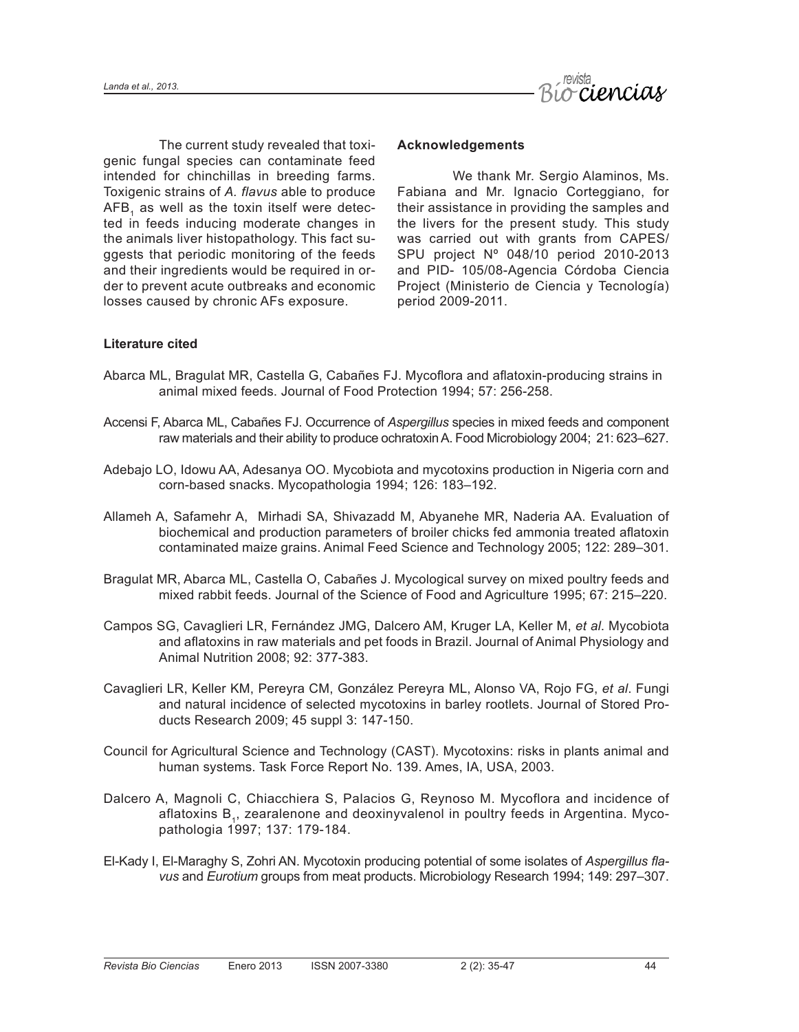The current study revealed that toxigenic fungal species can contaminate feed intended for chinchillas in breeding farms. Toxigenic strains of *A. flavus* able to produce $AFB_1$ as well as the toxin itself were detected in feeds inducing moderate changes in the animals liver histopathology. This fact suggests that periodic monitoring of the feeds and their ingredients would be required in order to prevent acute outbreaks and economic losses caused by chronic AFs exposure.

**Acknowledgements**

We thank Mr. Sergio Alaminos, Ms. Fabiana and Mr. Ignacio Corteggiano, for their assistance in providing the samples and the livers for the present study. This study was carried out with grants from CAPES/SPU project Nº 048/10 period 2010-2013 and PID- 105/08-Agencia Córdoba Ciencia Project (Ministerio de Ciencia y Tecnología) period 2009-2011.

**Literature cited**

Abarca ML, Bragulat MR, Castella G, Cabañes FJ. Mycoflora and aflatoxin-producing strains in animal mixed feeds. Journal of Food Protection 1994; 57: 256-258.

Accensi F, Abarca ML, Cabañes FJ. Occurrence of *Aspergillus* species in mixed feeds and component raw materials and their ability to produce ochratoxin A. Food Microbiology 2004; 21: 623–627.

Adebajo LO, Idowu AA, Adesanya OO. Mycobiota and mycotoxins production in Nigeria corn and corn-based snacks. Mycopathologia 1994; 126: 183–192.

Allameh A, Safamehr A, Mirhadi SA, Shivazadd M, Abyanehe MR, Naderia AA. Evaluation of biochemical and production parameters of broiler chicks fed ammonia treated aflatoxin contaminated maize grains. Animal Feed Science and Technology 2005; 122: 289–301.

Bragulat MR, Abarca ML, Castella O, Cabañes J. Mycological survey on mixed poultry feeds and mixed rabbit feeds. Journal of the Science of Food and Agriculture 1995; 67: 215–220.

Campos SG, Cavaglieri LR, Fernández JMG, Dalcero AM, Kruger LA, Keller M, *et al*. Mycobiota and aflatoxins in raw materials and pet foods in Brazil. Journal of Animal Physiology and Animal Nutrition 2008; 92: 377-383.

Cavaglieri LR, Keller KM, Pereyra CM, González Pereyra ML, Alonso VA, Rojo FG, *et al*. Fungi and natural incidence of selected mycotoxins in barley rootlets. Journal of Stored Products Research 2009; 45 suppl 3: 147-150.

Council for Agricultural Science and Technology (CAST). Mycotoxins: risks in plants animal and human systems. Task Force Report No. 139. Ames, IA, USA, 2003.

Dalcero A, Magnoli C, Chiacchiera S, Palacios G, Reynoso M. Mycoflora and incidence of aflatoxins $B_1$, zearalenone and deoxinyvalenol in poultry feeds in Argentina. Mycopathologia 1997; 137: 179-184.

El-Kady I, El-Maraghy S, Zohri AN. Mycotoxin producing potential of some isolates of *Aspergillus flavus* and *Eurotium* groups from meat products. Microbiology Research 1994; 149: 297–307.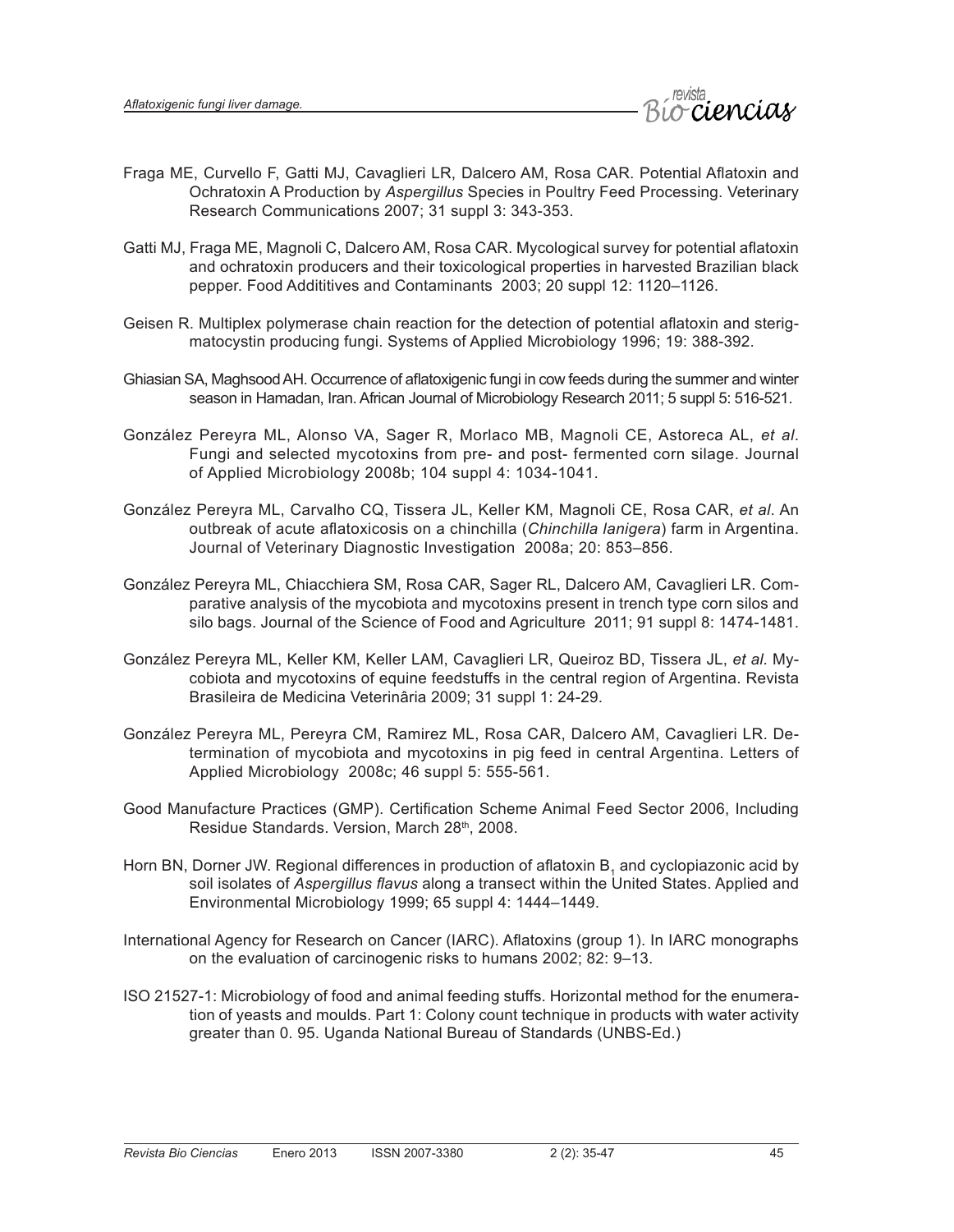Fraga ME, Curvello F, Gatti MJ, Cavaglieri LR, Dalcero AM, Rosa CAR. Potential Aflatoxin and Ochratoxin A Production by *Aspergillus* Species in Poultry Feed Processing. Veterinary Research Communications 2007; 31 suppl 3: 343-353.

Gatti MJ, Fraga ME, Magnoli C, Dalcero AM, Rosa CAR. Mycological survey for potential aflatoxin and ochratoxin producers and their toxicological properties in harvested Brazilian black pepper. Food Addititives and Contaminants 2003; 20 suppl 12: 1120–1126.

Geisen R. Multiplex polymerase chain reaction for the detection of potential aflatoxin and sterigmatocystin producing fungi. Systems of Applied Microbiology 1996; 19: 388-392.

Ghiasian SA, Maghsood AH. Occurrence of aflatoxigenic fungi in cow feeds during the summer and winter season in Hamadan, Iran. African Journal of Microbiology Research 2011; 5 suppl 5: 516-521.

González Pereyra ML, Alonso VA, Sager R, Morlaco MB, Magnoli CE, Astoreca AL, *et al*. Fungi and selected mycotoxins from pre- and post- fermented corn silage. Journal of Applied Microbiology 2008b; 104 suppl 4: 1034-1041.

González Pereyra ML, Carvalho CQ, Tissera JL, Keller KM, Magnoli CE, Rosa CAR, *et al*. An outbreak of acute aflatoxicosis on a chinchilla (*Chinchilla lanigera*) farm in Argentina. Journal of Veterinary Diagnostic Investigation 2008a; 20: 853–856.

González Pereyra ML, Chiacchiera SM, Rosa CAR, Sager RL, Dalcero AM, Cavaglieri LR. Comparative analysis of the mycobiota and mycotoxins present in trench type corn silos and silo bags. Journal of the Science of Food and Agriculture 2011; 91 suppl 8: 1474-1481.

González Pereyra ML, Keller KM, Keller LAM, Cavaglieri LR, Queiroz BD, Tissera JL, *et al*. Mycobiota and mycotoxins of equine feedstuffs in the central region of Argentina. Revista Brasileira de Medicina Veterinâria 2009; 31 suppl 1: 24-29.

González Pereyra ML, Pereyra CM, Ramirez ML, Rosa CAR, Dalcero AM, Cavaglieri LR. Determination of mycobiota and mycotoxins in pig feed in central Argentina. Letters of Applied Microbiology 2008c; 46 suppl 5: 555-561.

Good Manufacture Practices (GMP). Certification Scheme Animal Feed Sector 2006, Including Residue Standards. Version, March 28th, 2008.

Horn BN, Dorner JW. Regional differences in production of aflatoxin $B_1$ and cyclopiazonic acid by soil isolates of *Aspergillus flavus* along a transect within the United States. Applied and Environmental Microbiology 1999; 65 suppl 4: 1444–1449.

International Agency for Research on Cancer (IARC). Aflatoxins (group 1). In IARC monographs on the evaluation of carcinogenic risks to humans 2002; 82: 9–13.

ISO 21527-1: Microbiology of food and animal feeding stuffs. Horizontal method for the enumeration of yeasts and moulds. Part 1: Colony count technique in products with water activity greater than 0. 95. Uganda National Bureau of Standards (UNBS-Ed.)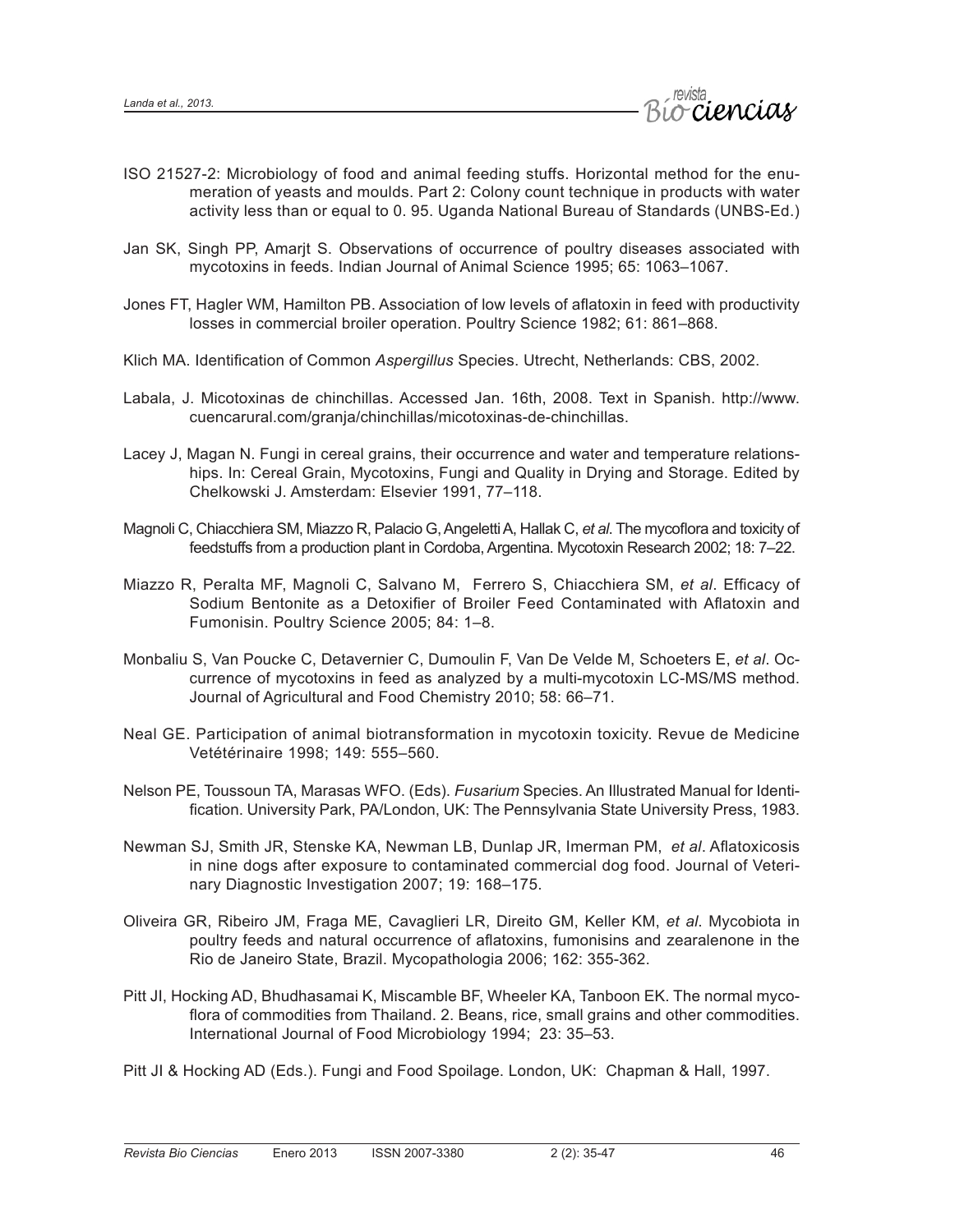ISO 21527-2: Microbiology of food and animal feeding stuffs. Horizontal method for the enumeration of yeasts and moulds. Part 2: Colony count technique in products with water activity less than or equal to 0. 95. Uganda National Bureau of Standards (UNBS-Ed.)

Jan SK, Singh PP, Amarjt S. Observations of occurrence of poultry diseases associated with mycotoxins in feeds. Indian Journal of Animal Science 1995; 65: 1063–1067.

Jones FT, Hagler WM, Hamilton PB. Association of low levels of aflatoxin in feed with productivity losses in commercial broiler operation. Poultry Science 1982; 61: 861–868.

Klich MA. Identification of Common *Aspergillus* Species. Utrecht, Netherlands: CBS, 2002.

Labala, J. Micotoxinas de chinchillas. Accessed Jan. 16th, 2008. Text in Spanish. http://www.cuencarural.com/granja/chinchillas/micotoxinas-de-chinchillas.

Lacey J, Magan N. Fungi in cereal grains, their occurrence and water and temperature relationships. In: Cereal Grain, Mycotoxins, Fungi and Quality in Drying and Storage. Edited by Chelkowski J. Amsterdam: Elsevier 1991, 77–118.

Magnoli C, Chiacchiera SM, Miazzo R, Palacio G, Angeletti A, Hallak C, *et al*. The mycoflora and toxicity of feedstuffs from a production plant in Cordoba, Argentina. Mycotoxin Research 2002; 18: 7–22.

Miazzo R, Peralta MF, Magnoli C, Salvano M, Ferrero S, Chiacchiera SM, *et al*. Efficacy of Sodium Bentonite as a Detoxifier of Broiler Feed Contaminated with Aflatoxin and Fumonisin. Poultry Science 2005; 84: 1–8.

Monbaliu S, Van Poucke C, Detavernier C, Dumoulin F, Van De Velde M, Schoeters E, *et al*. Occurrence of mycotoxins in feed as analyzed by a multi-mycotoxin LC-MS/MS method. Journal of Agricultural and Food Chemistry 2010; 58: 66–71.

Neal GE. Participation of animal biotransformation in mycotoxin toxicity. Revue de Medicine Vetétérinaire 1998; 149: 555–560.

Nelson PE, Toussoun TA, Marasas WFO. (Eds). *Fusarium* Species. An Illustrated Manual for Identification. University Park, PA/London, UK: The Pennsylvania State University Press, 1983.

Newman SJ, Smith JR, Stenske KA, Newman LB, Dunlap JR, Imerman PM, *et al*. Aflatoxicosis in nine dogs after exposure to contaminated commercial dog food. Journal of Veterinary Diagnostic Investigation 2007; 19: 168–175.

Oliveira GR, Ribeiro JM, Fraga ME, Cavaglieri LR, Direito GM, Keller KM, *et al*. Mycobiota in poultry feeds and natural occurrence of aflatoxins, fumonisins and zearalenone in the Rio de Janeiro State, Brazil. Mycopathologia 2006; 162: 355-362.

Pitt JI, Hocking AD, Bhudhasamai K, Miscamble BF, Wheeler KA, Tanboon EK. The normal mycoflora of commodities from Thailand. 2. Beans, rice, small grains and other commodities. International Journal of Food Microbiology 1994; 23: 35–53.

Pitt JI & Hocking AD (Eds.). Fungi and Food Spoilage. London, UK: Chapman & Hall, 1997.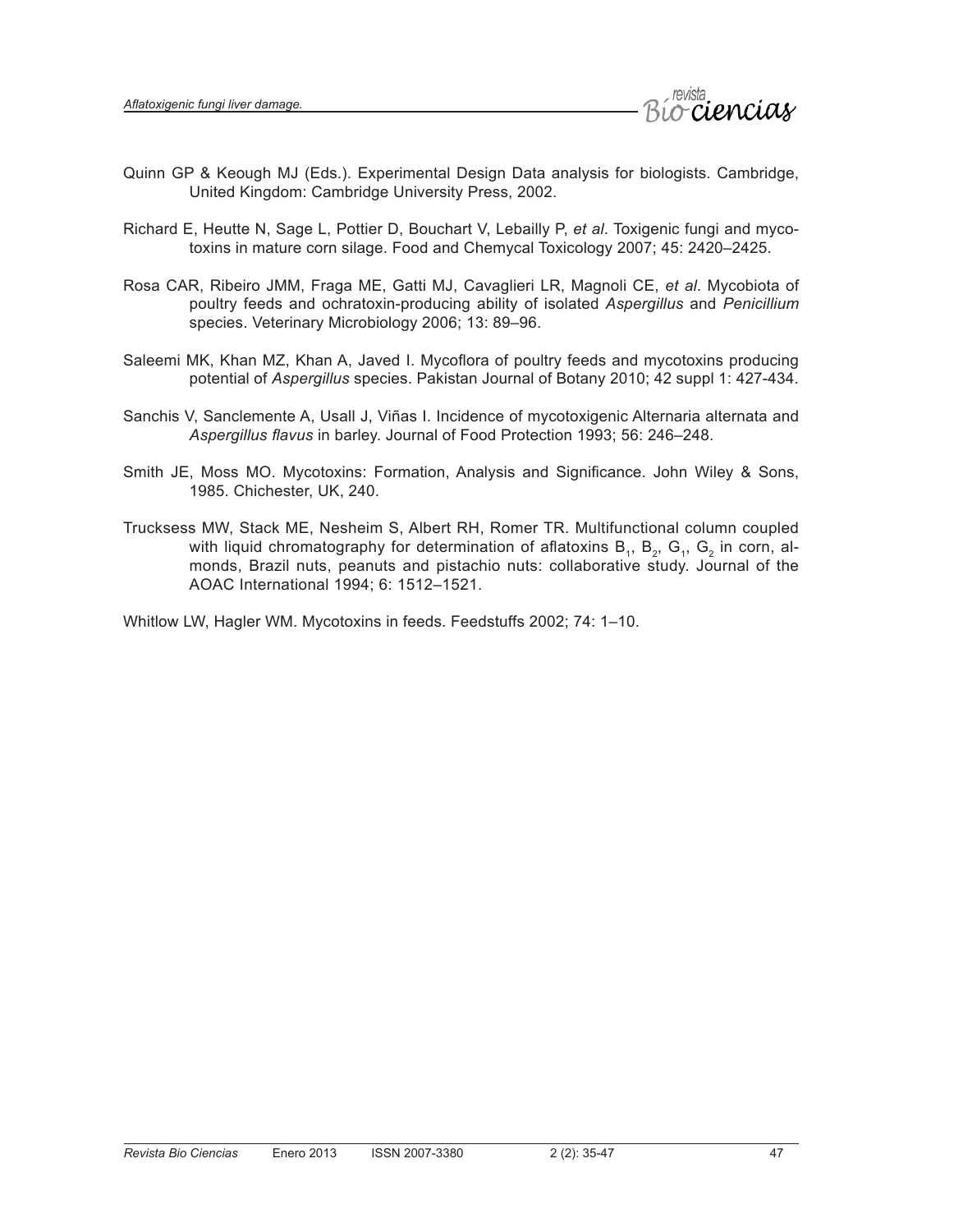Quinn GP & Keough MJ (Eds.). Experimental Design Data analysis for biologists. Cambridge, United Kingdom: Cambridge University Press, 2002.

Richard E, Heutte N, Sage L, Pottier D, Bouchart V, Lebailly P, *et al*. Toxigenic fungi and mycotoxins in mature corn silage. Food and Chemycal Toxicology 2007; 45: 2420–2425.

Rosa CAR, Ribeiro JMM, Fraga ME, Gatti MJ, Cavaglieri LR, Magnoli CE, *et al*. Mycobiota of poultry feeds and ochratoxin-producing ability of isolated *Aspergillus* and *Penicillium* species. Veterinary Microbiology 2006; 13: 89–96.

Saleemi MK, Khan MZ, Khan A, Javed I. Mycoflora of poultry feeds and mycotoxins producing potential of *Aspergillus* species. Pakistan Journal of Botany 2010; 42 suppl 1: 427-434.

Sanchis V, Sanclemente A, Usall J, Viñas I. Incidence of mycotoxigenic Alternaria alternata and *Aspergillus flavus* in barley. Journal of Food Protection 1993; 56: 246–248.

Smith JE, Moss MO. Mycotoxins: Formation, Analysis and Significance. John Wiley & Sons, 1985. Chichester, UK, 240.

Trucksess MW, Stack ME, Nesheim S, Albert RH, Romer TR. Multifunctional column coupled with liquid chromatography for determination of aflatoxins $B_1$, $B_2$, $G_1$, $G_2$ in corn, almonds, Brazil nuts, peanuts and pistachio nuts: collaborative study. Journal of the AOAC International 1994; 6: 1512–1521.

Whitlow LW, Hagler WM. Mycotoxins in feeds. Feedstuffs 2002; 74: 1–10.